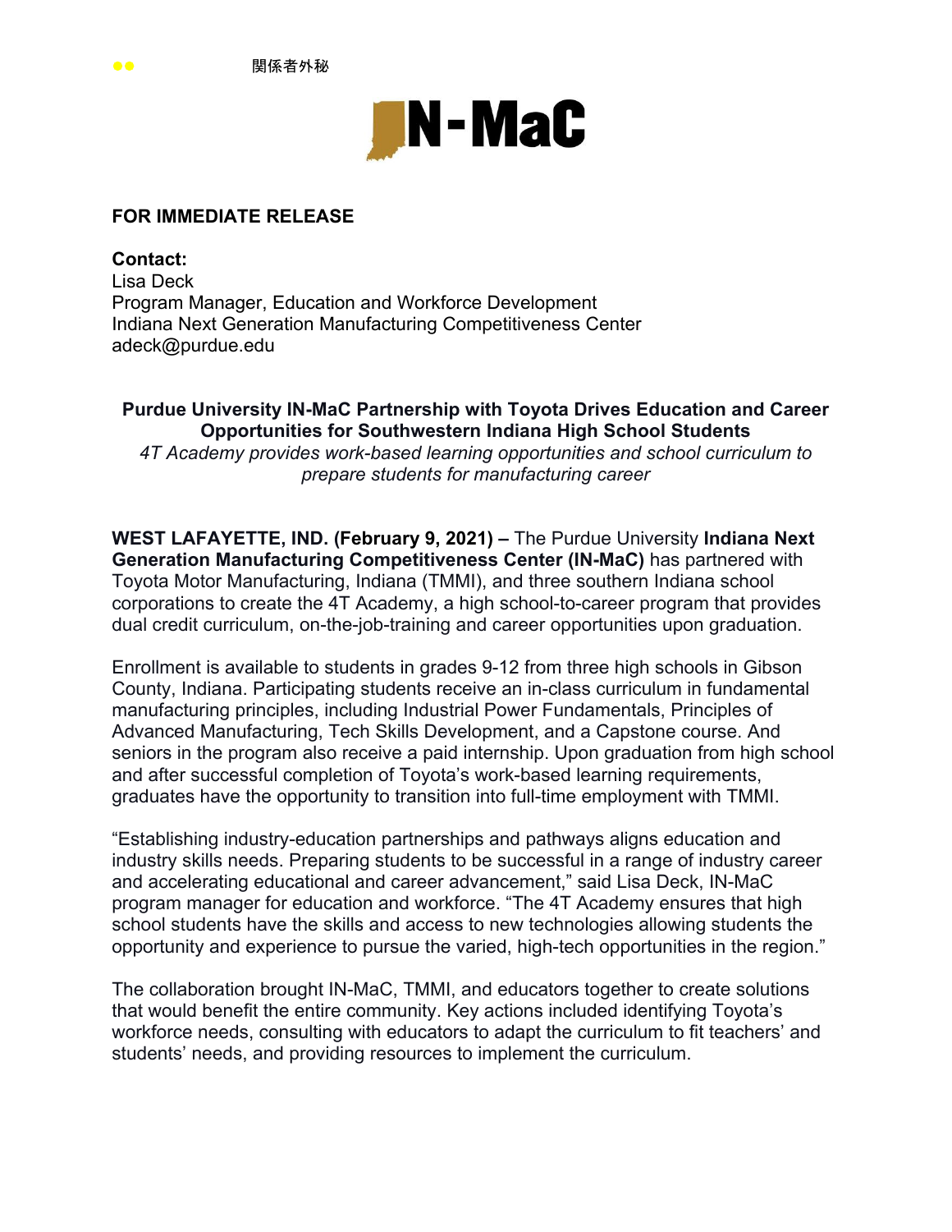●● 関係者外秘

IN-MaC

**FOR IMMEDIATE RELEASE**

**Contact:**
Lisa Deck
Program Manager, Education and Workforce Development
Indiana Next Generation Manufacturing Competitiveness Center
adeck@purdue.edu

## Purdue University IN-MaC Partnership with Toyota Drives Education and Career Opportunities for Southwestern Indiana High School Students

*4T Academy provides work-based learning opportunities and school curriculum to prepare students for manufacturing career*

**WEST LAFAYETTE, IND. (February 9, 2021) –** The Purdue University **Indiana Next Generation Manufacturing Competitiveness Center (IN-MaC)** has partnered with Toyota Motor Manufacturing, Indiana (TMMI), and three southern Indiana school corporations to create the 4T Academy, a high school-to-career program that provides dual credit curriculum, on-the-job-training and career opportunities upon graduation.

Enrollment is available to students in grades 9-12 from three high schools in Gibson County, Indiana. Participating students receive an in-class curriculum in fundamental manufacturing principles, including Industrial Power Fundamentals, Principles of Advanced Manufacturing, Tech Skills Development, and a Capstone course. And seniors in the program also receive a paid internship. Upon graduation from high school and after successful completion of Toyota's work-based learning requirements, graduates have the opportunity to transition into full-time employment with TMMI.

"Establishing industry-education partnerships and pathways aligns education and industry skills needs. Preparing students to be successful in a range of industry career and accelerating educational and career advancement," said Lisa Deck, IN-MaC program manager for education and workforce. "The 4T Academy ensures that high school students have the skills and access to new technologies allowing students the opportunity and experience to pursue the varied, high-tech opportunities in the region."

The collaboration brought IN-MaC, TMMI, and educators together to create solutions that would benefit the entire community. Key actions included identifying Toyota's workforce needs, consulting with educators to adapt the curriculum to fit teachers' and students' needs, and providing resources to implement the curriculum.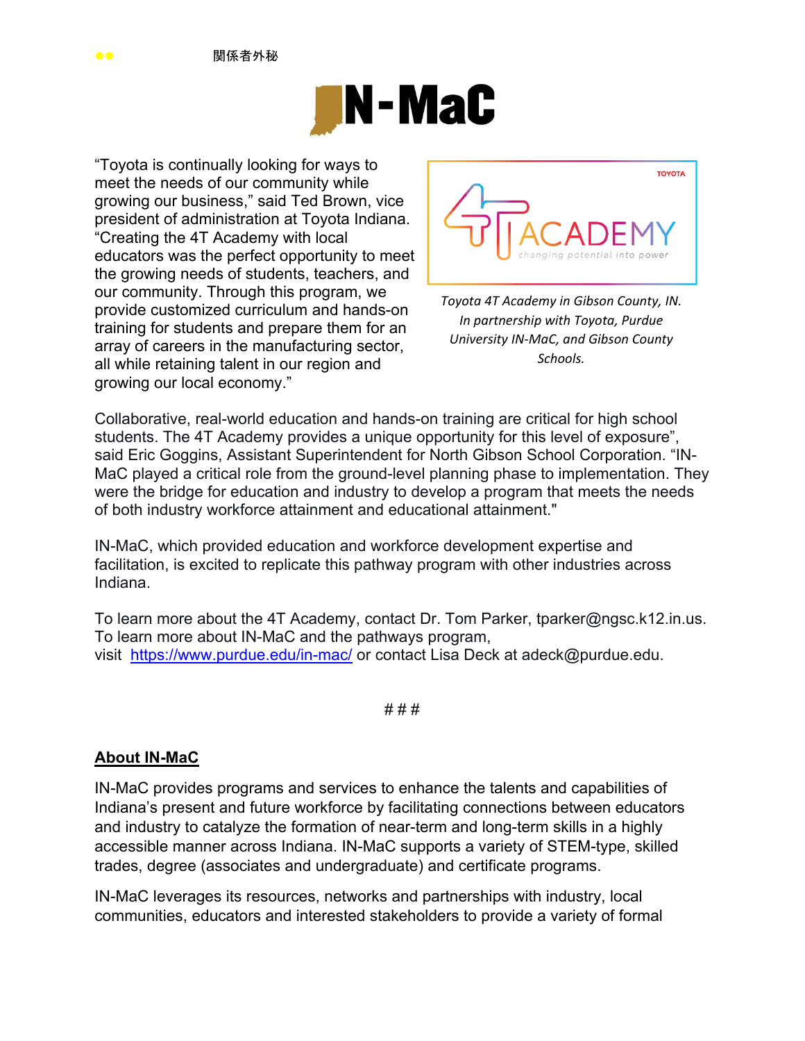“Toyota is continually looking for ways to meet the needs of our community while growing our business,” said Ted Brown, vice president of administration at Toyota Indiana. “Creating the 4T Academy with local educators was the perfect opportunity to meet the growing needs of students, teachers, and our community. Through this program, we provide customized curriculum and hands-on training for students and prepare them for an array of careers in the manufacturing sector, all while retaining talent in our region and growing our local economy.”

*Toyota 4T Academy in Gibson County, IN. In partnership with Toyota, Purdue University IN-MaC, and Gibson County Schools.*

Collaborative, real-world education and hands-on training are critical for high school students. The 4T Academy provides a unique opportunity for this level of exposure”, said Eric Goggins, Assistant Superintendent for North Gibson School Corporation. “IN-MaC played a critical role from the ground-level planning phase to implementation. They were the bridge for education and industry to develop a program that meets the needs of both industry workforce attainment and educational attainment."

IN-MaC, which provided education and workforce development expertise and facilitation, is excited to replicate this pathway program with other industries across Indiana.

To learn more about the 4T Academy, contact Dr. Tom Parker, tparker@ngsc.k12.in.us. To learn more about IN-MaC and the pathways program, visit [https://www.purdue.edu/in-mac/](https://www.purdue.edu/in-mac/) or contact Lisa Deck at adeck@purdue.edu.

# # #

## About IN-MaC

IN-MaC provides programs and services to enhance the talents and capabilities of Indiana’s present and future workforce by facilitating connections between educators and industry to catalyze the formation of near-term and long-term skills in a highly accessible manner across Indiana. IN-MaC supports a variety of STEM-type, skilled trades, degree (associates and undergraduate) and certificate programs.

IN-MaC leverages its resources, networks and partnerships with industry, local communities, educators and interested stakeholders to provide a variety of formal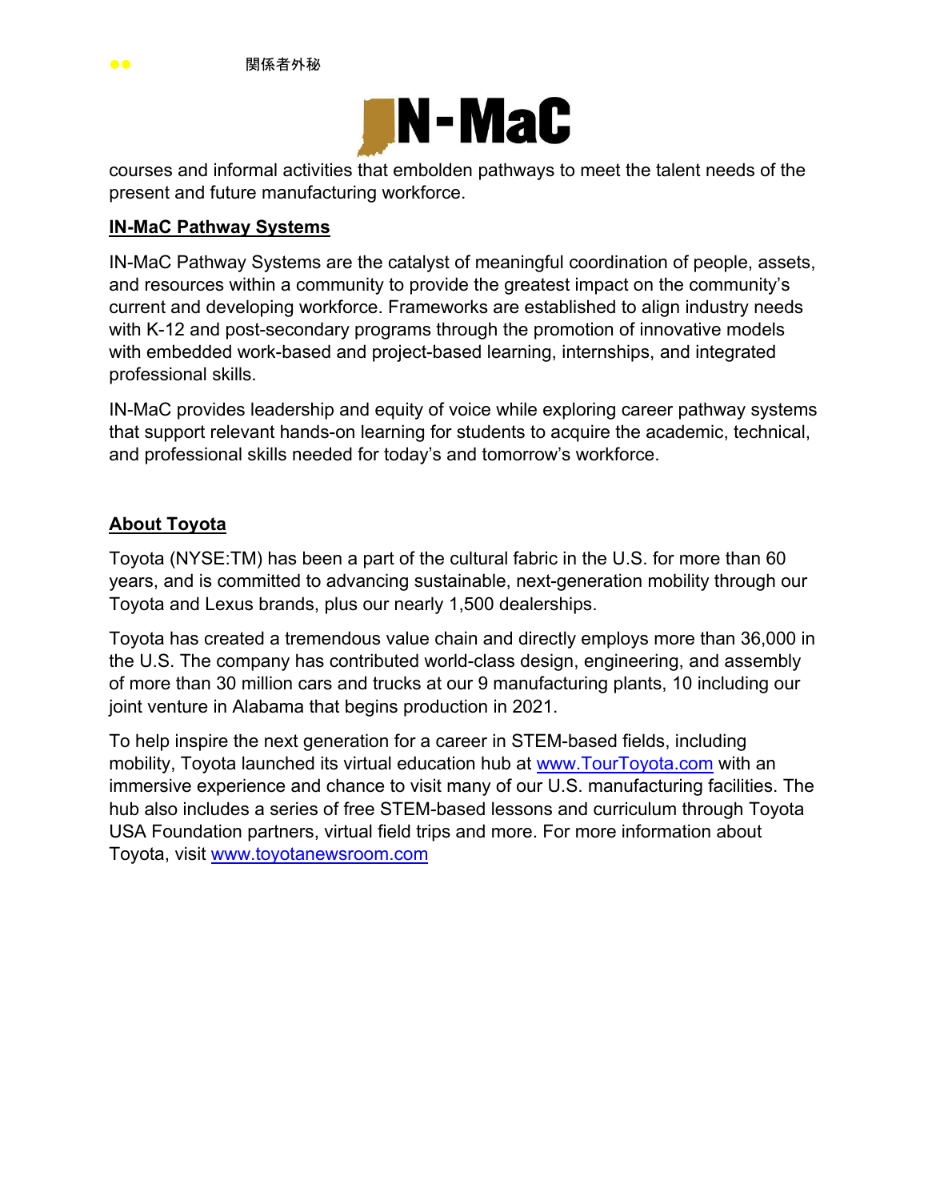courses and informal activities that embolden pathways to meet the talent needs of the present and future manufacturing workforce.

## IN-MaC Pathway Systems

IN-MaC Pathway Systems are the catalyst of meaningful coordination of people, assets, and resources within a community to provide the greatest impact on the community's current and developing workforce. Frameworks are established to align industry needs with K-12 and post-secondary programs through the promotion of innovative models with embedded work-based and project-based learning, internships, and integrated professional skills.

IN-MaC provides leadership and equity of voice while exploring career pathway systems that support relevant hands-on learning for students to acquire the academic, technical, and professional skills needed for today's and tomorrow's workforce.

## About Toyota

Toyota (NYSE:TM) has been a part of the cultural fabric in the U.S. for more than 60 years, and is committed to advancing sustainable, next-generation mobility through our Toyota and Lexus brands, plus our nearly 1,500 dealerships.

Toyota has created a tremendous value chain and directly employs more than 36,000 in the U.S. The company has contributed world-class design, engineering, and assembly of more than 30 million cars and trucks at our 9 manufacturing plants, 10 including our joint venture in Alabama that begins production in 2021.

To help inspire the next generation for a career in STEM-based fields, including mobility, Toyota launched its virtual education hub at www.TourToyota.com with an immersive experience and chance to visit many of our U.S. manufacturing facilities. The hub also includes a series of free STEM-based lessons and curriculum through Toyota USA Foundation partners, virtual field trips and more. For more information about Toyota, visit www.toyotanewsroom.com